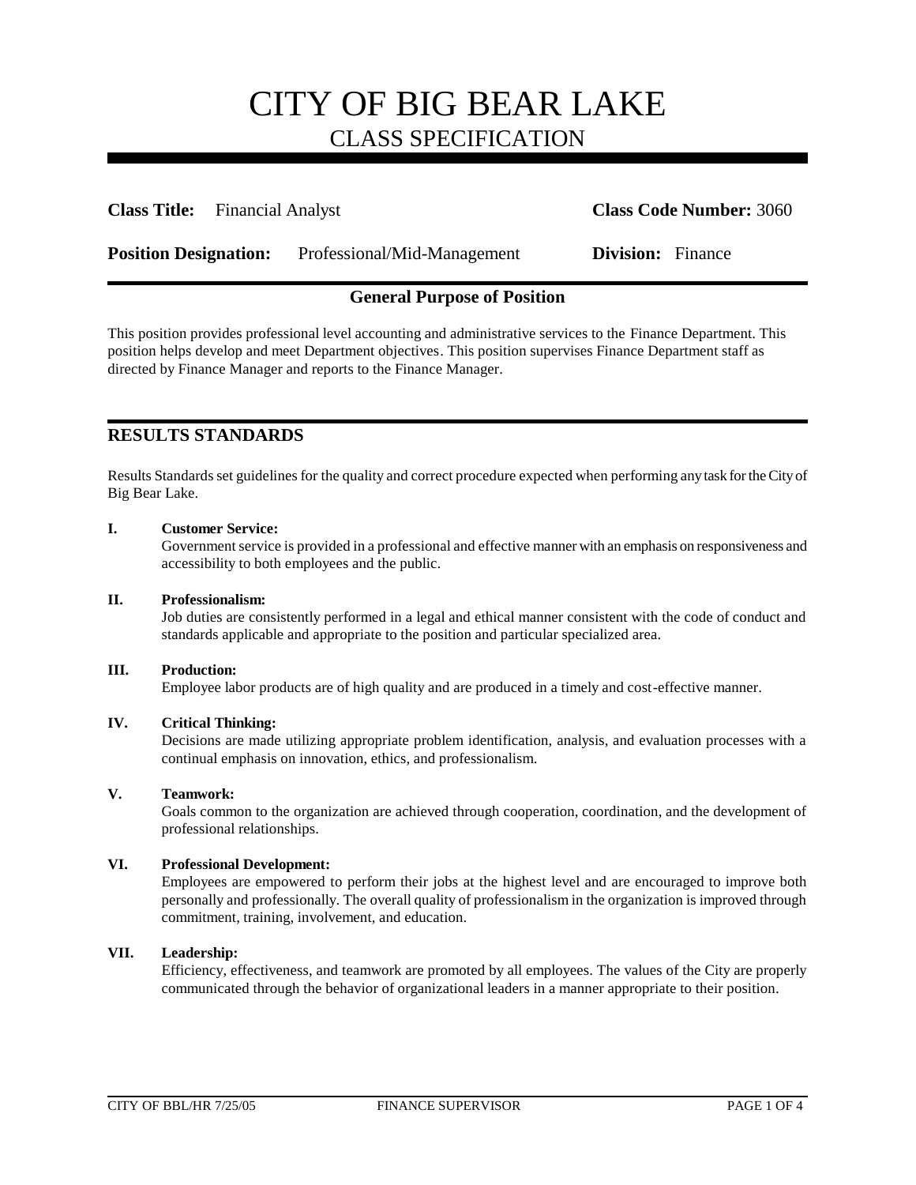# CITY OF BIG BEAR LAKE

## CLASS SPECIFICATION

**Class Title:** Financial Analyst **Class Code Number:** 3060

**Position Designation:** Professional/Mid-Management **Division:** Finance

### General Purpose of Position

This position provides professional level accounting and administrative services to the Finance Department. This position helps develop and meet Department objectives. This position supervises Finance Department staff as directed by Finance Manager and reports to the Finance Manager.

## RESULTS STANDARDS

Results Standards set guidelines for the quality and correct procedure expected when performing any task for the City of Big Bear Lake.

**I. Customer Service:**
Government service is provided in a professional and effective manner with an emphasis on responsiveness and accessibility to both employees and the public.

**II. Professionalism:**
Job duties are consistently performed in a legal and ethical manner consistent with the code of conduct and standards applicable and appropriate to the position and particular specialized area.

**III. Production:**
Employee labor products are of high quality and are produced in a timely and cost-effective manner.

**IV. Critical Thinking:**
Decisions are made utilizing appropriate problem identification, analysis, and evaluation processes with a continual emphasis on innovation, ethics, and professionalism.

**V. Teamwork:**
Goals common to the organization are achieved through cooperation, coordination, and the development of professional relationships.

**VI. Professional Development:**
Employees are empowered to perform their jobs at the highest level and are encouraged to improve both personally and professionally. The overall quality of professionalism in the organization is improved through commitment, training, involvement, and education.

**VII. Leadership:**
Efficiency, effectiveness, and teamwork are promoted by all employees. The values of the City are properly communicated through the behavior of organizational leaders in a manner appropriate to their position.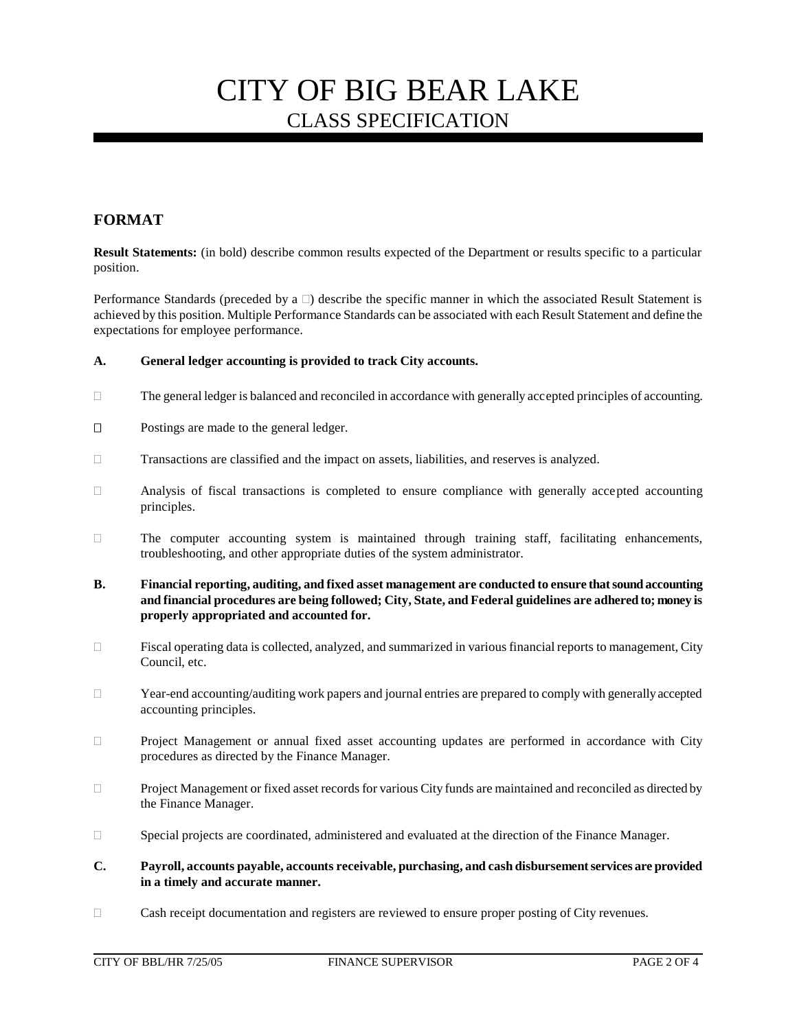# CITY OF BIG BEAR LAKE
## CLASS SPECIFICATION

## FORMAT

**Result Statements:** (in bold) describe common results expected of the Department or results specific to a particular position.

Performance Standards (preceded by a □) describe the specific manner in which the associated Result Statement is achieved by this position. Multiple Performance Standards can be associated with each Result Statement and define the expectations for employee performance.

**A. General ledger accounting is provided to track City accounts.**

□ The general ledger is balanced and reconciled in accordance with generally accepted principles of accounting.

□ Postings are made to the general ledger.

□ Transactions are classified and the impact on assets, liabilities, and reserves is analyzed.

□ Analysis of fiscal transactions is completed to ensure compliance with generally accepted accounting principles.

□ The computer accounting system is maintained through training staff, facilitating enhancements, troubleshooting, and other appropriate duties of the system administrator.

**B. Financial reporting, auditing, and fixed asset management are conducted to ensure that sound accounting and financial procedures are being followed; City, State, and Federal guidelines are adhered to; money is properly appropriated and accounted for.**

□ Fiscal operating data is collected, analyzed, and summarized in various financial reports to management, City Council, etc.

□ Year-end accounting/auditing work papers and journal entries are prepared to comply with generally accepted accounting principles.

□ Project Management or annual fixed asset accounting updates are performed in accordance with City procedures as directed by the Finance Manager.

□ Project Management or fixed asset records for various City funds are maintained and reconciled as directed by the Finance Manager.

□ Special projects are coordinated, administered and evaluated at the direction of the Finance Manager.

**C. Payroll, accounts payable, accounts receivable, purchasing, and cash disbursement services are provided in a timely and accurate manner.**

□ Cash receipt documentation and registers are reviewed to ensure proper posting of City revenues.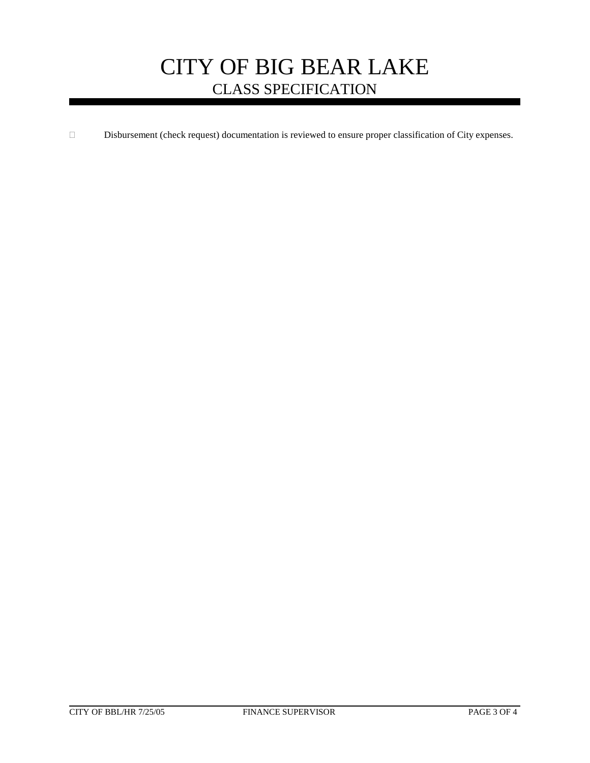- Disbursement (check request) documentation is reviewed to ensure proper classification of City expenses.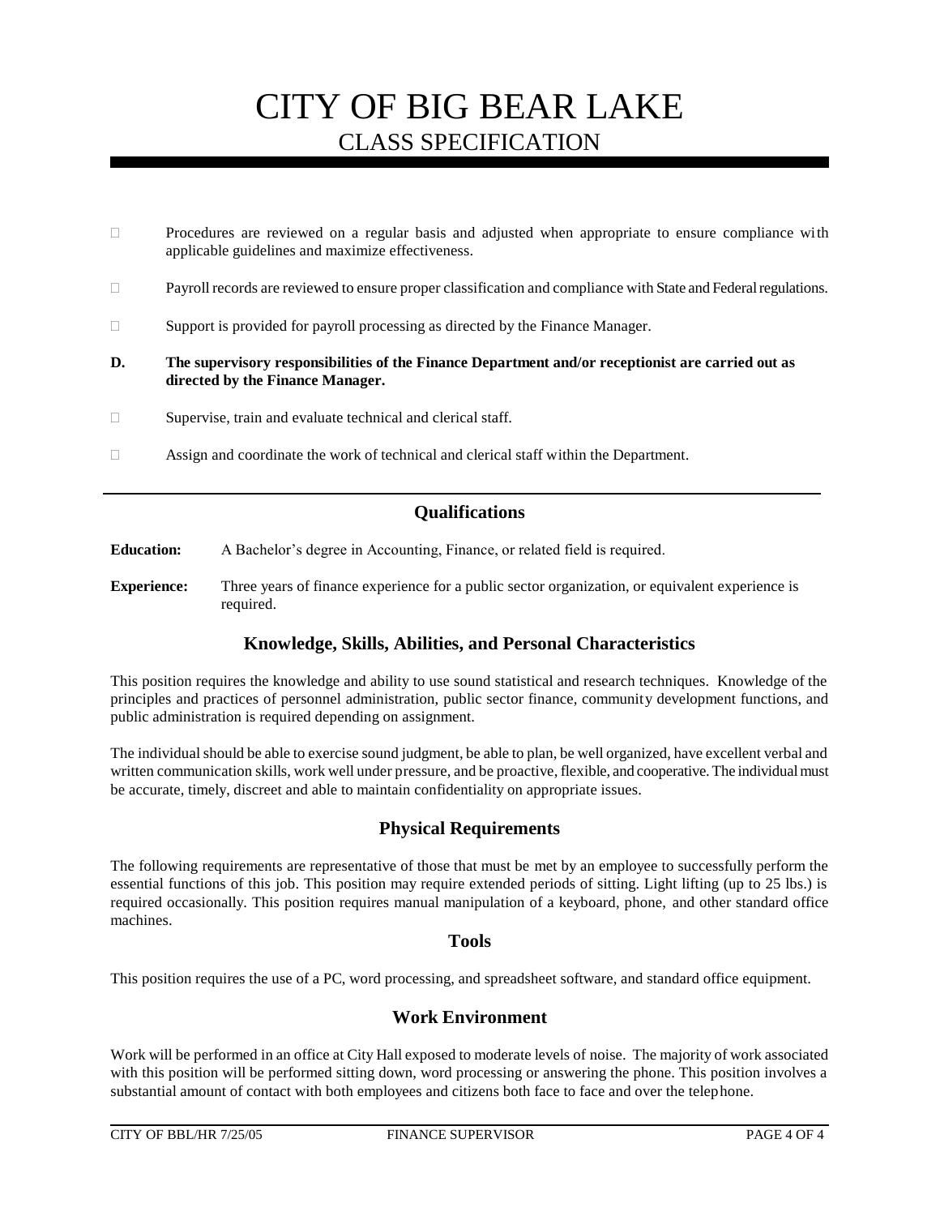- Procedures are reviewed on a regular basis and adjusted when appropriate to ensure compliance with applicable guidelines and maximize effectiveness.
- Payroll records are reviewed to ensure proper classification and compliance with State and Federal regulations.
- Support is provided for payroll processing as directed by the Finance Manager.

**D. The supervisory responsibilities of the Finance Department and/or receptionist are carried out as directed by the Finance Manager.**

- Supervise, train and evaluate technical and clerical staff.
- Assign and coordinate the work of technical and clerical staff within the Department.

---

## Qualifications

**Education:** A Bachelor's degree in Accounting, Finance, or related field is required.

**Experience:** Three years of finance experience for a public sector organization, or equivalent experience is required.

## Knowledge, Skills, Abilities, and Personal Characteristics

This position requires the knowledge and ability to use sound statistical and research techniques. Knowledge of the principles and practices of personnel administration, public sector finance, community development functions, and public administration is required depending on assignment.

The individual should be able to exercise sound judgment, be able to plan, be well organized, have excellent verbal and written communication skills, work well under pressure, and be proactive, flexible, and cooperative. The individual must be accurate, timely, discreet and able to maintain confidentiality on appropriate issues.

## Physical Requirements

The following requirements are representative of those that must be met by an employee to successfully perform the essential functions of this job. This position may require extended periods of sitting. Light lifting (up to 25 lbs.) is required occasionally. This position requires manual manipulation of a keyboard, phone, and other standard office machines.

## Tools

This position requires the use of a PC, word processing, and spreadsheet software, and standard office equipment.

## Work Environment

Work will be performed in an office at City Hall exposed to moderate levels of noise. The majority of work associated with this position will be performed sitting down, word processing or answering the phone. This position involves a substantial amount of contact with both employees and citizens both face to face and over the telephone.